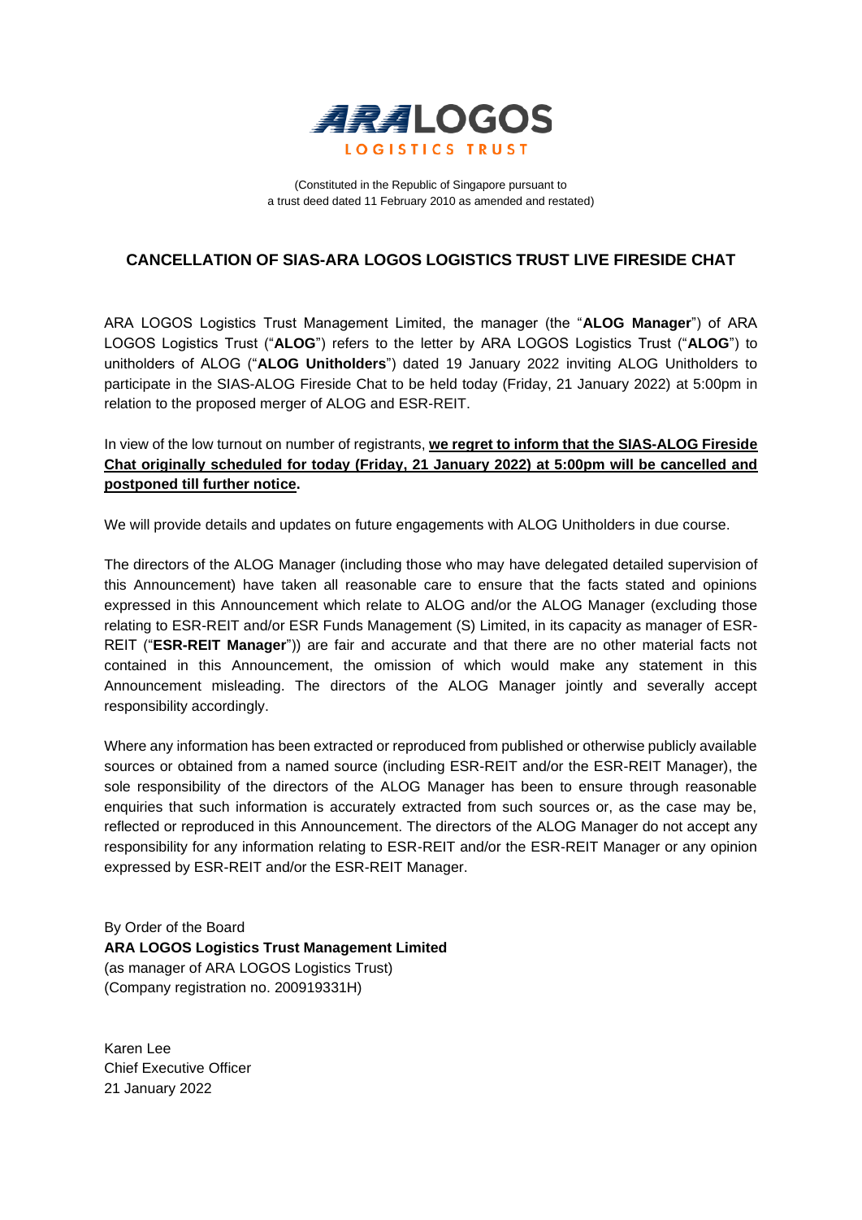ARA LOGOS
LOGISTICS TRUST

(Constituted in the Republic of Singapore pursuant to
a trust deed dated 11 February 2010 as amended and restated)

## CANCELLATION OF SIAS-ARA LOGOS LOGISTICS TRUST LIVE FIRESIDE CHAT

ARA LOGOS Logistics Trust Management Limited, the manager (the "**ALOG Manager**") of ARA LOGOS Logistics Trust ("**ALOG**") refers to the letter by ARA LOGOS Logistics Trust ("**ALOG**") to unitholders of ALOG ("**ALOG Unitholders**") dated 19 January 2022 inviting ALOG Unitholders to participate in the SIAS-ALOG Fireside Chat to be held today (Friday, 21 January 2022) at 5:00pm in relation to the proposed merger of ALOG and ESR-REIT.

In view of the low turnout on number of registrants, **we regret to inform that the SIAS-ALOG Fireside Chat originally scheduled for today (Friday, 21 January 2022) at 5:00pm will be cancelled and postponed till further notice.**

We will provide details and updates on future engagements with ALOG Unitholders in due course.

The directors of the ALOG Manager (including those who may have delegated detailed supervision of this Announcement) have taken all reasonable care to ensure that the facts stated and opinions expressed in this Announcement which relate to ALOG and/or the ALOG Manager (excluding those relating to ESR-REIT and/or ESR Funds Management (S) Limited, in its capacity as manager of ESR-REIT ("**ESR-REIT Manager**")) are fair and accurate and that there are no other material facts not contained in this Announcement, the omission of which would make any statement in this Announcement misleading. The directors of the ALOG Manager jointly and severally accept responsibility accordingly.

Where any information has been extracted or reproduced from published or otherwise publicly available sources or obtained from a named source (including ESR-REIT and/or the ESR-REIT Manager), the sole responsibility of the directors of the ALOG Manager has been to ensure through reasonable enquiries that such information is accurately extracted from such sources or, as the case may be, reflected or reproduced in this Announcement. The directors of the ALOG Manager do not accept any responsibility for any information relating to ESR-REIT and/or the ESR-REIT Manager or any opinion expressed by ESR-REIT and/or the ESR-REIT Manager.

By Order of the Board
**ARA LOGOS Logistics Trust Management Limited**
(as manager of ARA LOGOS Logistics Trust)
(Company registration no. 200919331H)

Karen Lee
Chief Executive Officer
21 January 2022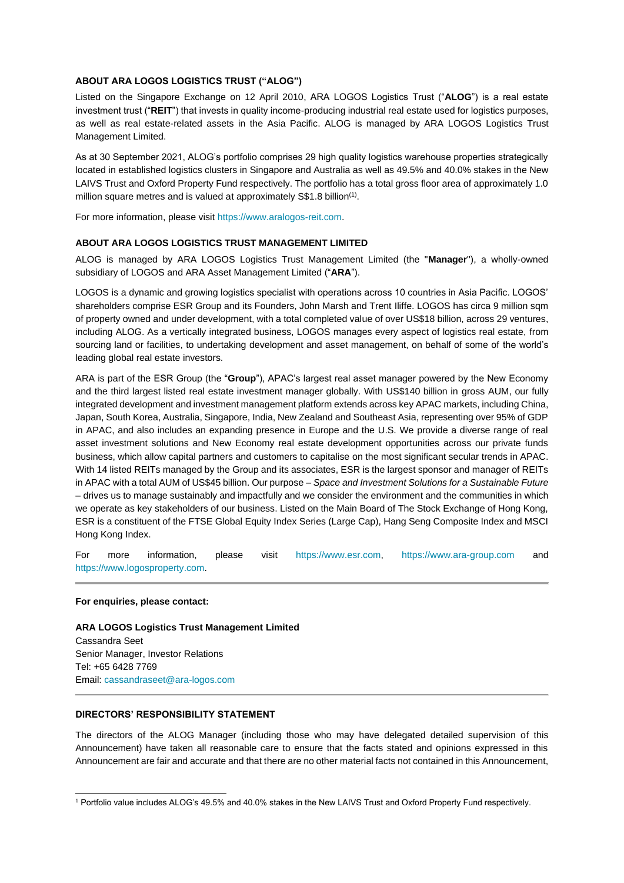### ABOUT ARA LOGOS LOGISTICS TRUST ("ALOG")

Listed on the Singapore Exchange on 12 April 2010, ARA LOGOS Logistics Trust ("**ALOG**") is a real estate investment trust ("**REIT**") that invests in quality income-producing industrial real estate used for logistics purposes, as well as real estate-related assets in the Asia Pacific. ALOG is managed by ARA LOGOS Logistics Trust Management Limited.

As at 30 September 2021, ALOG's portfolio comprises 29 high quality logistics warehouse properties strategically located in established logistics clusters in Singapore and Australia as well as 49.5% and 40.0% stakes in the New LAIVS Trust and Oxford Property Fund respectively. The portfolio has a total gross floor area of approximately 1.0 million square metres and is valued at approximately S$1.8 billion[1].

For more information, please visit https://www.aralogos-reit.com.

### ABOUT ARA LOGOS LOGISTICS TRUST MANAGEMENT LIMITED

ALOG is managed by ARA LOGOS Logistics Trust Management Limited (the "**Manager**"), a wholly-owned subsidiary of LOGOS and ARA Asset Management Limited ("**ARA**").

LOGOS is a dynamic and growing logistics specialist with operations across 10 countries in Asia Pacific. LOGOS' shareholders comprise ESR Group and its Founders, John Marsh and Trent Iliffe. LOGOS has circa 9 million sqm of property owned and under development, with a total completed value of over US$18 billion, across 29 ventures, including ALOG. As a vertically integrated business, LOGOS manages every aspect of logistics real estate, from sourcing land or facilities, to undertaking development and asset management, on behalf of some of the world's leading global real estate investors.

ARA is part of the ESR Group (the "**Group**"), APAC's largest real asset manager powered by the New Economy and the third largest listed real estate investment manager globally. With US$140 billion in gross AUM, our fully integrated development and investment management platform extends across key APAC markets, including China, Japan, South Korea, Australia, Singapore, India, New Zealand and Southeast Asia, representing over 95% of GDP in APAC, and also includes an expanding presence in Europe and the U.S. We provide a diverse range of real asset investment solutions and New Economy real estate development opportunities across our private funds business, which allow capital partners and customers to capitalise on the most significant secular trends in APAC. With 14 listed REITs managed by the Group and its associates, ESR is the largest sponsor and manager of REITs in APAC with a total AUM of US$45 billion. Our purpose – *Space and Investment Solutions for a Sustainable Future* – drives us to manage sustainably and impactfully and we consider the environment and the communities in which we operate as key stakeholders of our business. Listed on the Main Board of The Stock Exchange of Hong Kong, ESR is a constituent of the FTSE Global Equity Index Series (Large Cap), Hang Seng Composite Index and MSCI Hong Kong Index.

For more information, please visit https://www.esr.com, https://www.ara-group.com and https://www.logosproperty.com.

---

**For enquiries, please contact:**

**ARA LOGOS Logistics Trust Management Limited**
Cassandra Seet
Senior Manager, Investor Relations
Tel: +65 6428 7769
Email: cassandraseet@ara-logos.com

---

### DIRECTORS' RESPONSIBILITY STATEMENT

The directors of the ALOG Manager (including those who may have delegated detailed supervision of this Announcement) have taken all reasonable care to ensure that the facts stated and opinions expressed in this Announcement are fair and accurate and that there are no other material facts not contained in this Announcement,

[1] Portfolio value includes ALOG's 49.5% and 40.0% stakes in the New LAIVS Trust and Oxford Property Fund respectively.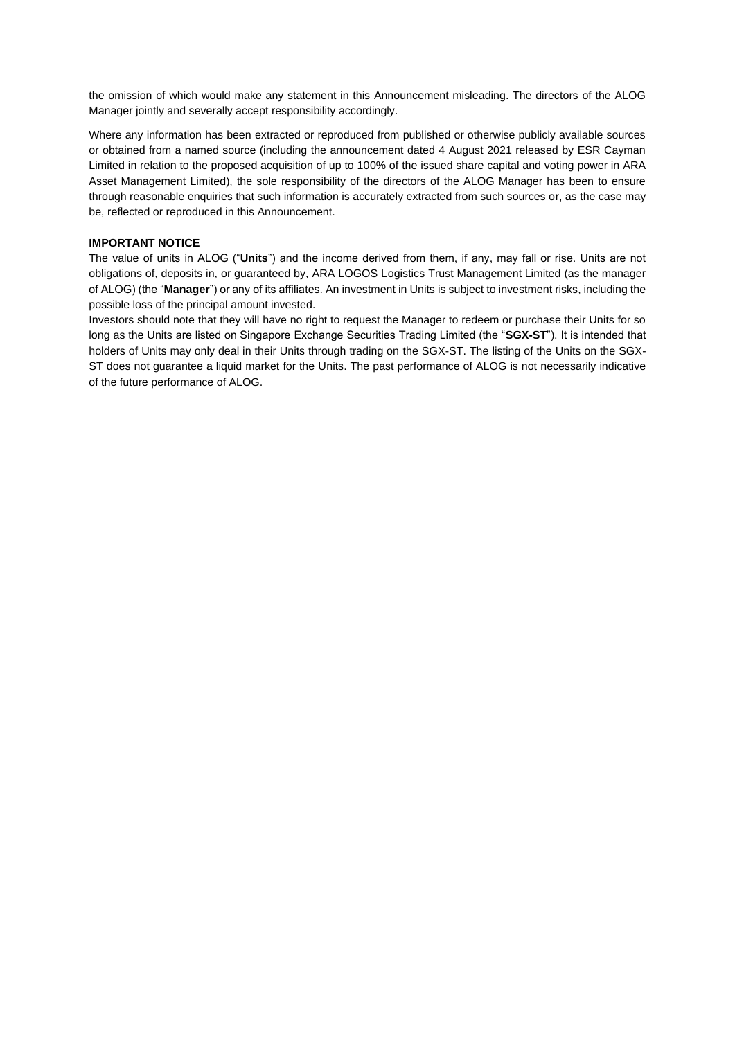the omission of which would make any statement in this Announcement misleading. The directors of the ALOG Manager jointly and severally accept responsibility accordingly.

Where any information has been extracted or reproduced from published or otherwise publicly available sources or obtained from a named source (including the announcement dated 4 August 2021 released by ESR Cayman Limited in relation to the proposed acquisition of up to 100% of the issued share capital and voting power in ARA Asset Management Limited), the sole responsibility of the directors of the ALOG Manager has been to ensure through reasonable enquiries that such information is accurately extracted from such sources or, as the case may be, reflected or reproduced in this Announcement.

**IMPORTANT NOTICE**

The value of units in ALOG ("**Units**") and the income derived from them, if any, may fall or rise. Units are not obligations of, deposits in, or guaranteed by, ARA LOGOS Logistics Trust Management Limited (as the manager of ALOG) (the "**Manager**") or any of its affiliates. An investment in Units is subject to investment risks, including the possible loss of the principal amount invested.

Investors should note that they will have no right to request the Manager to redeem or purchase their Units for so long as the Units are listed on Singapore Exchange Securities Trading Limited (the "**SGX-ST**"). It is intended that holders of Units may only deal in their Units through trading on the SGX-ST. The listing of the Units on the SGX-ST does not guarantee a liquid market for the Units. The past performance of ALOG is not necessarily indicative of the future performance of ALOG.